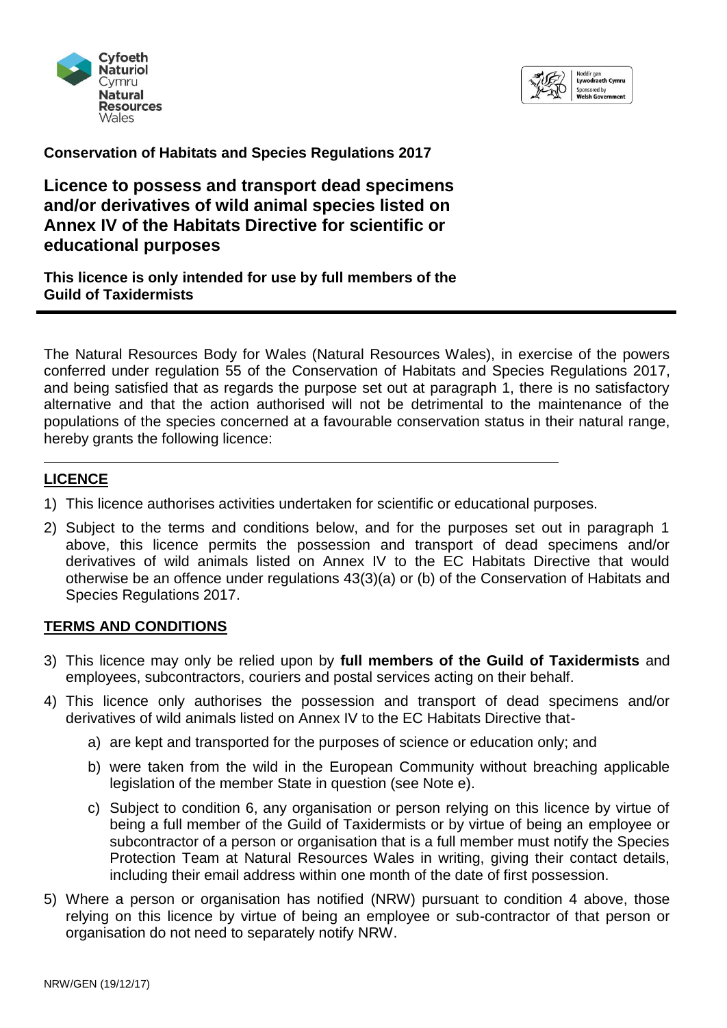**Conservation of Habitats and Species Regulations 2017**

# Licence to possess and transport dead specimens and/or derivatives of wild animal species listed on Annex IV of the Habitats Directive for scientific or educational purposes

**This licence is only intended for use by full members of the Guild of Taxidermists**

The Natural Resources Body for Wales (Natural Resources Wales), in exercise of the powers conferred under regulation 55 of the Conservation of Habitats and Species Regulations 2017, and being satisfied that as regards the purpose set out at paragraph 1, there is no satisfactory alternative and that the action authorised will not be detrimental to the maintenance of the populations of the species concerned at a favourable conservation status in their natural range, hereby grants the following licence:

## LICENCE

1) This licence authorises activities undertaken for scientific or educational purposes.
2) Subject to the terms and conditions below, and for the purposes set out in paragraph 1 above, this licence permits the possession and transport of dead specimens and/or derivatives of wild animals listed on Annex IV to the EC Habitats Directive that would otherwise be an offence under regulations 43(3)(a) or (b) of the Conservation of Habitats and Species Regulations 2017.

## TERMS AND CONDITIONS

3) This licence may only be relied upon by **full members of the Guild of Taxidermists** and employees, subcontractors, couriers and postal services acting on their behalf.
4) This licence only authorises the possession and transport of dead specimens and/or derivatives of wild animals listed on Annex IV to the EC Habitats Directive that-
   a) are kept and transported for the purposes of science or education only; and
   b) were taken from the wild in the European Community without breaching applicable legislation of the member State in question (see Note e).
   c) Subject to condition 6, any organisation or person relying on this licence by virtue of being a full member of the Guild of Taxidermists or by virtue of being an employee or subcontractor of a person or organisation that is a full member must notify the Species Protection Team at Natural Resources Wales in writing, giving their contact details, including their email address within one month of the date of first possession.
5) Where a person or organisation has notified (NRW) pursuant to condition 4 above, those relying on this licence by virtue of being an employee or sub-contractor of that person or organisation do not need to separately notify NRW.

NRW/GEN (19/12/17)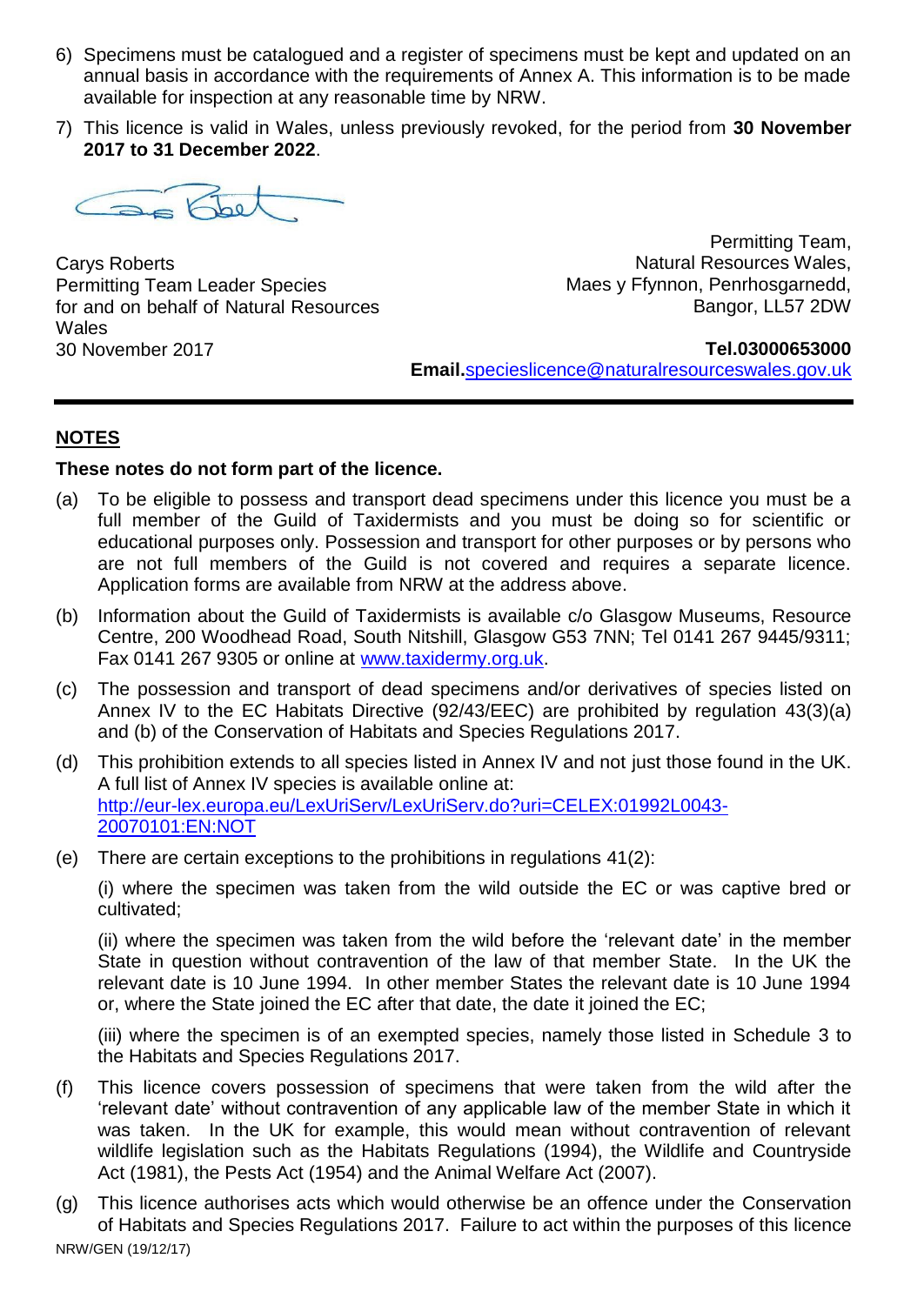6) Specimens must be catalogued and a register of specimens must be kept and updated on an annual basis in accordance with the requirements of Annex A. This information is to be made available for inspection at any reasonable time by NRW.

7) This licence is valid in Wales, unless previously revoked, for the period from **30 November 2017 to 31 December 2022**.

Carys Roberts
Permitting Team Leader Species
for and on behalf of Natural Resources Wales
30 November 2017

Permitting Team,
Natural Resources Wales,
Maes y Ffynnon, Penrhosgarnedd,
Bangor, LL57 2DW

**Tel.03000653000**
**Email.**specieslicence@naturalresourceswales.gov.uk

---

## NOTES

**These notes do not form part of the licence.**

(a) To be eligible to possess and transport dead specimens under this licence you must be a full member of the Guild of Taxidermists and you must be doing so for scientific or educational purposes only. Possession and transport for other purposes or by persons who are not full members of the Guild is not covered and requires a separate licence. Application forms are available from NRW at the address above.

(b) Information about the Guild of Taxidermists is available c/o Glasgow Museums, Resource Centre, 200 Woodhead Road, South Nitshill, Glasgow G53 7NN; Tel 0141 267 9445/9311; Fax 0141 267 9305 or online at www.taxidermy.org.uk.

(c) The possession and transport of dead specimens and/or derivatives of species listed on Annex IV to the EC Habitats Directive (92/43/EEC) are prohibited by regulation 43(3)(a) and (b) of the Conservation of Habitats and Species Regulations 2017.

(d) This prohibition extends to all species listed in Annex IV and not just those found in the UK. A full list of Annex IV species is available online at: http://eur-lex.europa.eu/LexUriServ/LexUriServ.do?uri=CELEX:01992L0043-20070101:EN:NOT

(e) There are certain exceptions to the prohibitions in regulations 41(2):

(i) where the specimen was taken from the wild outside the EC or was captive bred or cultivated;

(ii) where the specimen was taken from the wild before the 'relevant date' in the member State in question without contravention of the law of that member State. In the UK the relevant date is 10 June 1994. In other member States the relevant date is 10 June 1994 or, where the State joined the EC after that date, the date it joined the EC;

(iii) where the specimen is of an exempted species, namely those listed in Schedule 3 to the Habitats and Species Regulations 2017.

(f) This licence covers possession of specimens that were taken from the wild after the 'relevant date' without contravention of any applicable law of the member State in which it was taken. In the UK for example, this would mean without contravention of relevant wildlife legislation such as the Habitats Regulations (1994), the Wildlife and Countryside Act (1981), the Pests Act (1954) and the Animal Welfare Act (2007).

(g) This licence authorises acts which would otherwise be an offence under the Conservation of Habitats and Species Regulations 2017. Failure to act within the purposes of this licence

NRW/GEN (19/12/17)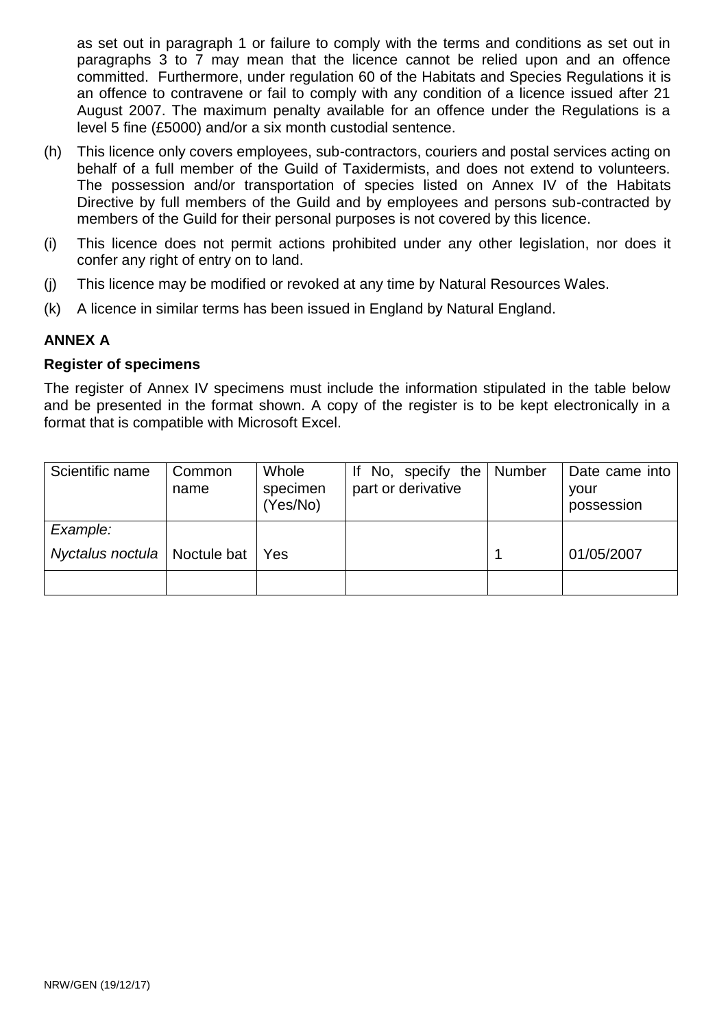as set out in paragraph 1 or failure to comply with the terms and conditions as set out in paragraphs 3 to 7 may mean that the licence cannot be relied upon and an offence committed. Furthermore, under regulation 60 of the Habitats and Species Regulations it is an offence to contravene or fail to comply with any condition of a licence issued after 21 August 2007. The maximum penalty available for an offence under the Regulations is a level 5 fine (£5000) and/or a six month custodial sentence.

(h) This licence only covers employees, sub-contractors, couriers and postal services acting on behalf of a full member of the Guild of Taxidermists, and does not extend to volunteers. The possession and/or transportation of species listed on Annex IV of the Habitats Directive by full members of the Guild and by employees and persons sub-contracted by members of the Guild for their personal purposes is not covered by this licence.

(i) This licence does not permit actions prohibited under any other legislation, nor does it confer any right of entry on to land.

(j) This licence may be modified or revoked at any time by Natural Resources Wales.

(k) A licence in similar terms has been issued in England by Natural England.

## ANNEX A

### Register of specimens

The register of Annex IV specimens must include the information stipulated in the table below and be presented in the format shown. A copy of the register is to be kept electronically in a format that is compatible with Microsoft Excel.

| Scientific name | Common name | Whole specimen (Yes/No) | If No, specify the part or derivative | Number | Date came into your possession |
|---|---|---|---|---|---|
| *Example:* *Nyctalus noctula* | Noctule bat | Yes | | 1 | 01/05/2007 |
| | | | | | |

NRW/GEN (19/12/17)